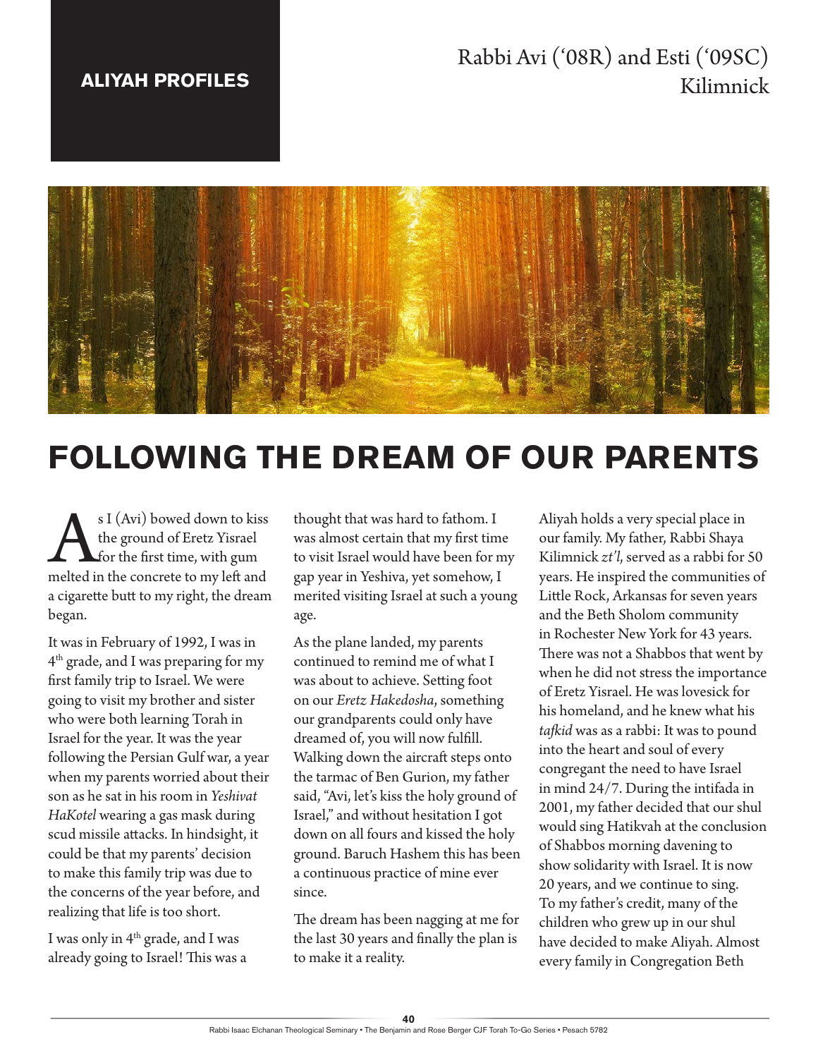**ALIYAH PROFILES**

Rabbi Avi ('08R) and Esti ('09SC) Kilimnick

# FOLLOWING THE DREAM OF OUR PARENTS

As I (Avi) bowed down to kiss the ground of Eretz Yisrael for the first time, with gum melted in the concrete to my left and a cigarette butt to my right, the dream began.

It was in February of 1992, I was in 4th grade, and I was preparing for my first family trip to Israel. We were going to visit my brother and sister who were both learning Torah in Israel for the year. It was the year following the Persian Gulf war, a year when my parents worried about their son as he sat in his room in *Yeshivat HaKotel* wearing a gas mask during scud missile attacks. In hindsight, it could be that my parents' decision to make this family trip was due to the concerns of the year before, and realizing that life is too short.

I was only in 4th grade, and I was already going to Israel! This was a thought that was hard to fathom. I was almost certain that my first time to visit Israel would have been for my gap year in Yeshiva, yet somehow, I merited visiting Israel at such a young age.

As the plane landed, my parents continued to remind me of what I was about to achieve. Setting foot on our *Eretz Hakedosha*, something our grandparents could only have dreamed of, you will now fulfill. Walking down the aircraft steps onto the tarmac of Ben Gurion, my father said, "Avi, let's kiss the holy ground of Israel," and without hesitation I got down on all fours and kissed the holy ground. Baruch Hashem this has been a continuous practice of mine ever since.

The dream has been nagging at me for the last 30 years and finally the plan is to make it a reality.

Aliyah holds a very special place in our family. My father, Rabbi Shaya Kilimnick *zt'l*, served as a rabbi for 50 years. He inspired the communities of Little Rock, Arkansas for seven years and the Beth Sholom community in Rochester New York for 43 years. There was not a Shabbos that went by when he did not stress the importance of Eretz Yisrael. He was lovesick for his homeland, and he knew what his *tafkid* was as a rabbi: It was to pound into the heart and soul of every congregant the need to have Israel in mind 24/7. During the intifada in 2001, my father decided that our shul would sing Hatikvah at the conclusion of Shabbos morning davening to show solidarity with Israel. It is now 20 years, and we continue to sing. To my father's credit, many of the children who grew up in our shul have decided to make Aliyah. Almost every family in Congregation Beth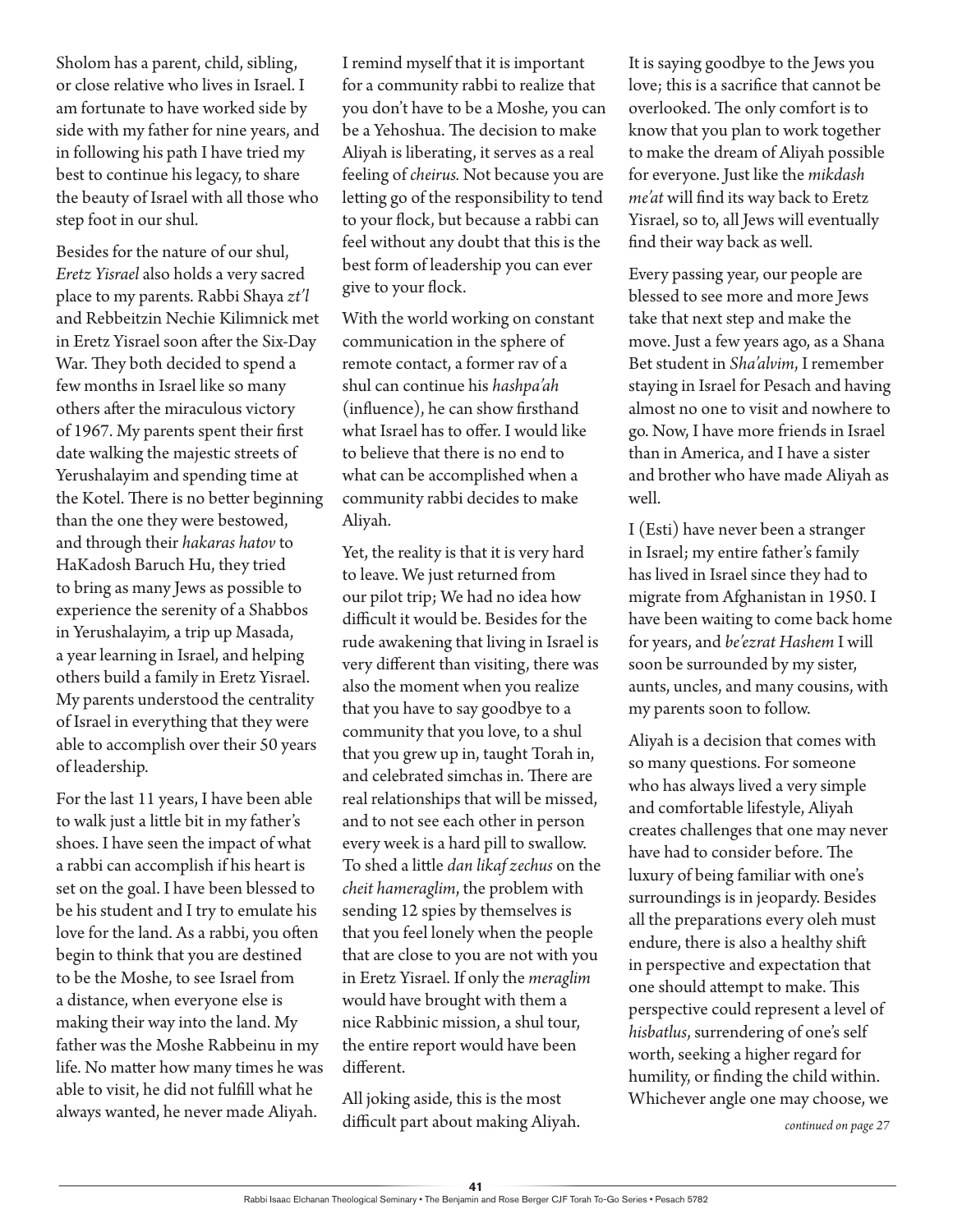Sholom has a parent, child, sibling, or close relative who lives in Israel. I am fortunate to have worked side by side with my father for nine years, and in following his path I have tried my best to continue his legacy, to share the beauty of Israel with all those who step foot in our shul.

Besides for the nature of our shul, *Eretz Yisrael* also holds a very sacred place to my parents. Rabbi Shaya *zt'l* and Rebbeitzin Nechie Kilimnick met in Eretz Yisrael soon after the Six-Day War. They both decided to spend a few months in Israel like so many others after the miraculous victory of 1967. My parents spent their first date walking the majestic streets of Yerushalayim and spending time at the Kotel. There is no better beginning than the one they were bestowed, and through their *hakaras hatov* to HaKadosh Baruch Hu, they tried to bring as many Jews as possible to experience the serenity of a Shabbos in Yerushalayim, a trip up Masada, a year learning in Israel, and helping others build a family in Eretz Yisrael. My parents understood the centrality of Israel in everything that they were able to accomplish over their 50 years of leadership.

For the last 11 years, I have been able to walk just a little bit in my father's shoes. I have seen the impact of what a rabbi can accomplish if his heart is set on the goal. I have been blessed to be his student and I try to emulate his love for the land. As a rabbi, you often begin to think that you are destined to be the Moshe, to see Israel from a distance, when everyone else is making their way into the land. My father was the Moshe Rabbeinu in my life. No matter how many times he was able to visit, he did not fulfill what he always wanted, he never made Aliyah.

I remind myself that it is important for a community rabbi to realize that you don't have to be a Moshe, you can be a Yehoshua. The decision to make Aliyah is liberating, it serves as a real feeling of *cheirus.* Not because you are letting go of the responsibility to tend to your flock, but because a rabbi can feel without any doubt that this is the best form of leadership you can ever give to your flock.

With the world working on constant communication in the sphere of remote contact, a former rav of a shul can continue his *hashpa'ah* (influence), he can show firsthand what Israel has to offer. I would like to believe that there is no end to what can be accomplished when a community rabbi decides to make Aliyah.

Yet, the reality is that it is very hard to leave. We just returned from our pilot trip; We had no idea how difficult it would be. Besides for the rude awakening that living in Israel is very different than visiting, there was also the moment when you realize that you have to say goodbye to a community that you love, to a shul that you grew up in, taught Torah in, and celebrated simchas in. There are real relationships that will be missed, and to not see each other in person every week is a hard pill to swallow. To shed a little *dan likaf zechus* on the *cheit hameraglim*, the problem with sending 12 spies by themselves is that you feel lonely when the people that are close to you are not with you in Eretz Yisrael. If only the *meraglim* would have brought with them a nice Rabbinic mission, a shul tour, the entire report would have been different.

All joking aside, this is the most difficult part about making Aliyah. It is saying goodbye to the Jews you love; this is a sacrifice that cannot be overlooked. The only comfort is to know that you plan to work together to make the dream of Aliyah possible for everyone. Just like the *mikdash me'at* will find its way back to Eretz Yisrael, so to, all Jews will eventually find their way back as well.

Every passing year, our people are blessed to see more and more Jews take that next step and make the move. Just a few years ago, as a Shana Bet student in *Sha'alvim*, I remember staying in Israel for Pesach and having almost no one to visit and nowhere to go. Now, I have more friends in Israel than in America, and I have a sister and brother who have made Aliyah as well.

I (Esti) have never been a stranger in Israel; my entire father's family has lived in Israel since they had to migrate from Afghanistan in 1950. I have been waiting to come back home for years, and *be'ezrat Hashem* I will soon be surrounded by my sister, aunts, uncles, and many cousins, with my parents soon to follow.

Aliyah is a decision that comes with so many questions. For someone who has always lived a very simple and comfortable lifestyle, Aliyah creates challenges that one may never have had to consider before. The luxury of being familiar with one's surroundings is in jeopardy. Besides all the preparations every oleh must endure, there is also a healthy shift in perspective and expectation that one should attempt to make. This perspective could represent a level of *hisbatlus*, surrendering of one's self worth, seeking a higher regard for humility, or finding the child within. Whichever angle one may choose, we

*continued on page 27*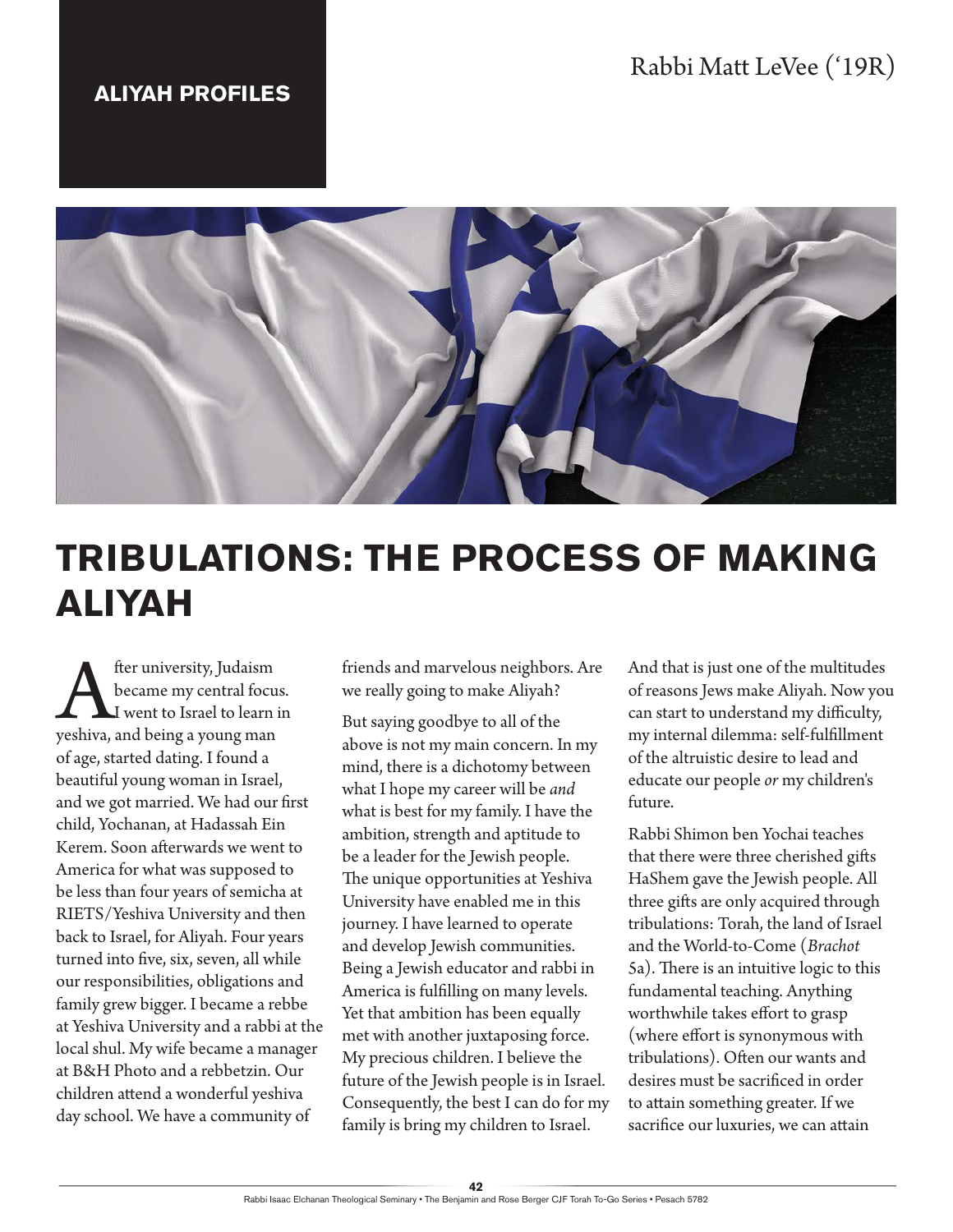ALIYAH PROFILES

Rabbi Matt LeVee ('19R)

# TRIBULATIONS: THE PROCESS OF MAKING ALIYAH

After university, Judaism became my central focus. I went to Israel to learn in yeshiva, and being a young man of age, started dating. I found a beautiful young woman in Israel, and we got married. We had our first child, Yochanan, at Hadassah Ein Kerem. Soon afterwards we went to America for what was supposed to be less than four years of semicha at RIETS/Yeshiva University and then back to Israel, for Aliyah. Four years turned into five, six, seven, all while our responsibilities, obligations and family grew bigger. I became a rebbe at Yeshiva University and a rabbi at the local shul. My wife became a manager at B&H Photo and a rebbetzin. Our children attend a wonderful yeshiva day school. We have a community of friends and marvelous neighbors. Are we really going to make Aliyah?

But saying goodbye to all of the above is not my main concern. In my mind, there is a dichotomy between what I hope my career will be *and* what is best for my family. I have the ambition, strength and aptitude to be a leader for the Jewish people. The unique opportunities at Yeshiva University have enabled me in this journey. I have learned to operate and develop Jewish communities. Being a Jewish educator and rabbi in America is fulfilling on many levels. Yet that ambition has been equally met with another juxtaposing force. My precious children. I believe the future of the Jewish people is in Israel. Consequently, the best I can do for my family is bring my children to Israel.

And that is just one of the multitudes of reasons Jews make Aliyah. Now you can start to understand my difficulty, my internal dilemma: self-fulfillment of the altruistic desire to lead and educate our people *or* my children's future.

Rabbi Shimon ben Yochai teaches that there were three cherished gifts HaShem gave the Jewish people. All three gifts are only acquired through tribulations: Torah, the land of Israel and the World-to-Come (*Brachot* 5a). There is an intuitive logic to this fundamental teaching. Anything worthwhile takes effort to grasp (where effort is synonymous with tribulations). Often our wants and desires must be sacrificed in order to attain something greater. If we sacrifice our luxuries, we can attain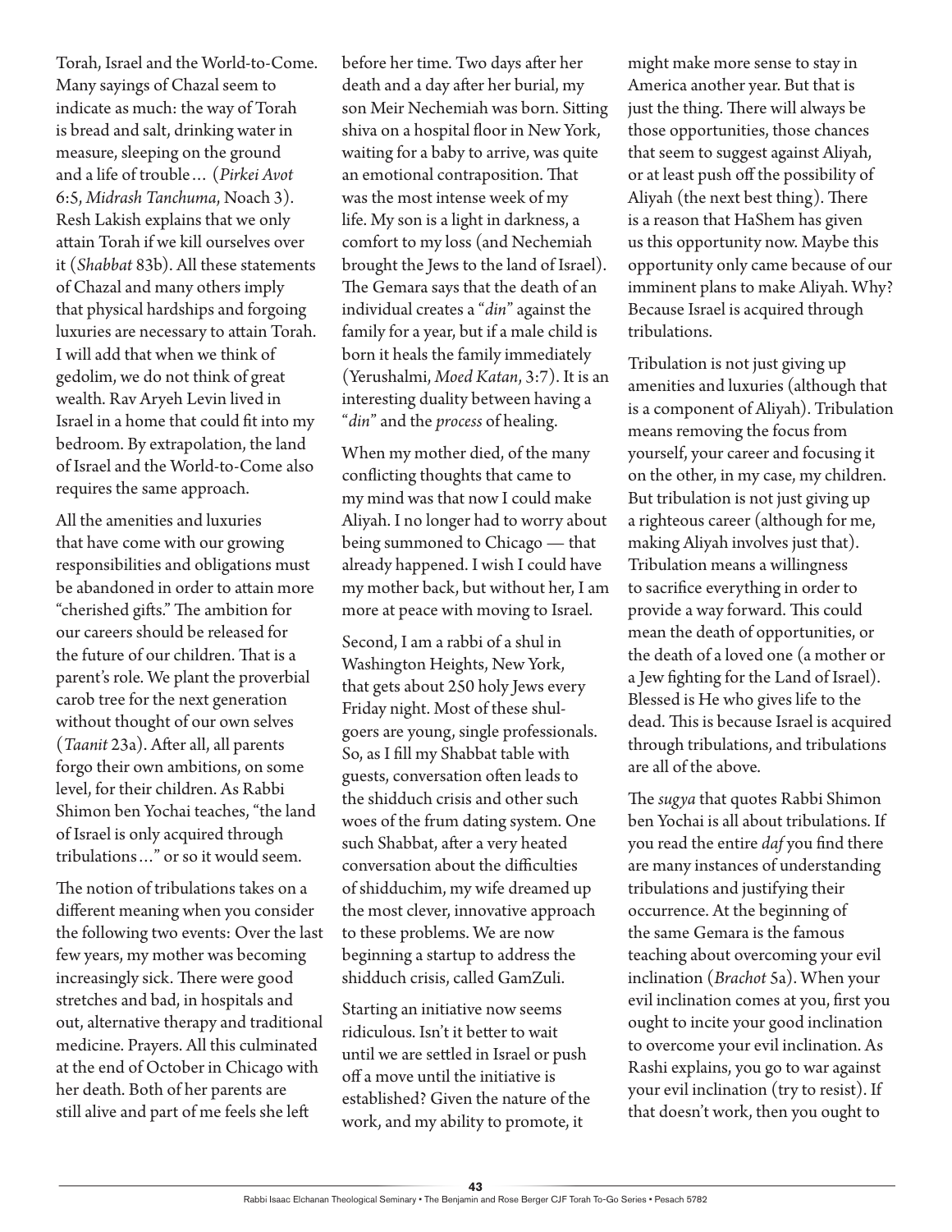Torah, Israel and the World-to-Come. Many sayings of Chazal seem to indicate as much: the way of Torah is bread and salt, drinking water in measure, sleeping on the ground and a life of trouble… (*Pirkei Avot* 6:5, *Midrash Tanchuma*, Noach 3). Resh Lakish explains that we only attain Torah if we kill ourselves over it (*Shabbat* 83b). All these statements of Chazal and many others imply that physical hardships and forgoing luxuries are necessary to attain Torah. I will add that when we think of gedolim, we do not think of great wealth. Rav Aryeh Levin lived in Israel in a home that could fit into my bedroom. By extrapolation, the land of Israel and the World-to-Come also requires the same approach.

All the amenities and luxuries that have come with our growing responsibilities and obligations must be abandoned in order to attain more "cherished gifts." The ambition for our careers should be released for the future of our children. That is a parent's role. We plant the proverbial carob tree for the next generation without thought of our own selves (*Taanit* 23a). After all, all parents forgo their own ambitions, on some level, for their children. As Rabbi Shimon ben Yochai teaches, "the land of Israel is only acquired through tribulations…" or so it would seem.

The notion of tribulations takes on a different meaning when you consider the following two events: Over the last few years, my mother was becoming increasingly sick. There were good stretches and bad, in hospitals and out, alternative therapy and traditional medicine. Prayers. All this culminated at the end of October in Chicago with her death. Both of her parents are still alive and part of me feels she left before her time. Two days after her death and a day after her burial, my son Meir Nechemiah was born. Sitting shiva on a hospital floor in New York, waiting for a baby to arrive, was quite an emotional contraposition. That was the most intense week of my life. My son is a light in darkness, a comfort to my loss (and Nechemiah brought the Jews to the land of Israel). The Gemara says that the death of an individual creates a "*din*" against the family for a year, but if a male child is born it heals the family immediately (Yerushalmi, *Moed Katan*, 3:7). It is an interesting duality between having a "*din*" and the *process* of healing.

When my mother died, of the many conflicting thoughts that came to my mind was that now I could make Aliyah. I no longer had to worry about being summoned to Chicago — that already happened. I wish I could have my mother back, but without her, I am more at peace with moving to Israel.

Second, I am a rabbi of a shul in Washington Heights, New York, that gets about 250 holy Jews every Friday night. Most of these shul-goers are young, single professionals. So, as I fill my Shabbat table with guests, conversation often leads to the shidduch crisis and other such woes of the frum dating system. One such Shabbat, after a very heated conversation about the difficulties of shidduchim, my wife dreamed up the most clever, innovative approach to these problems. We are now beginning a startup to address the shidduch crisis, called GamZuli.

Starting an initiative now seems ridiculous. Isn't it better to wait until we are settled in Israel or push off a move until the initiative is established? Given the nature of the work, and my ability to promote, it might make more sense to stay in America another year. But that is just the thing. There will always be those opportunities, those chances that seem to suggest against Aliyah, or at least push off the possibility of Aliyah (the next best thing). There is a reason that HaShem has given us this opportunity now. Maybe this opportunity only came because of our imminent plans to make Aliyah. Why? Because Israel is acquired through tribulations.

Tribulation is not just giving up amenities and luxuries (although that is a component of Aliyah). Tribulation means removing the focus from yourself, your career and focusing it on the other, in my case, my children. But tribulation is not just giving up a righteous career (although for me, making Aliyah involves just that). Tribulation means a willingness to sacrifice everything in order to provide a way forward. This could mean the death of opportunities, or the death of a loved one (a mother or a Jew fighting for the Land of Israel). Blessed is He who gives life to the dead. This is because Israel is acquired through tribulations, and tribulations are all of the above.

The *sugya* that quotes Rabbi Shimon ben Yochai is all about tribulations. If you read the entire *daf* you find there are many instances of understanding tribulations and justifying their occurrence. At the beginning of the same Gemara is the famous teaching about overcoming your evil inclination (*Brachot* 5a). When your evil inclination comes at you, first you ought to incite your good inclination to overcome your evil inclination. As Rashi explains, you go to war against your evil inclination (try to resist). If that doesn't work, then you ought to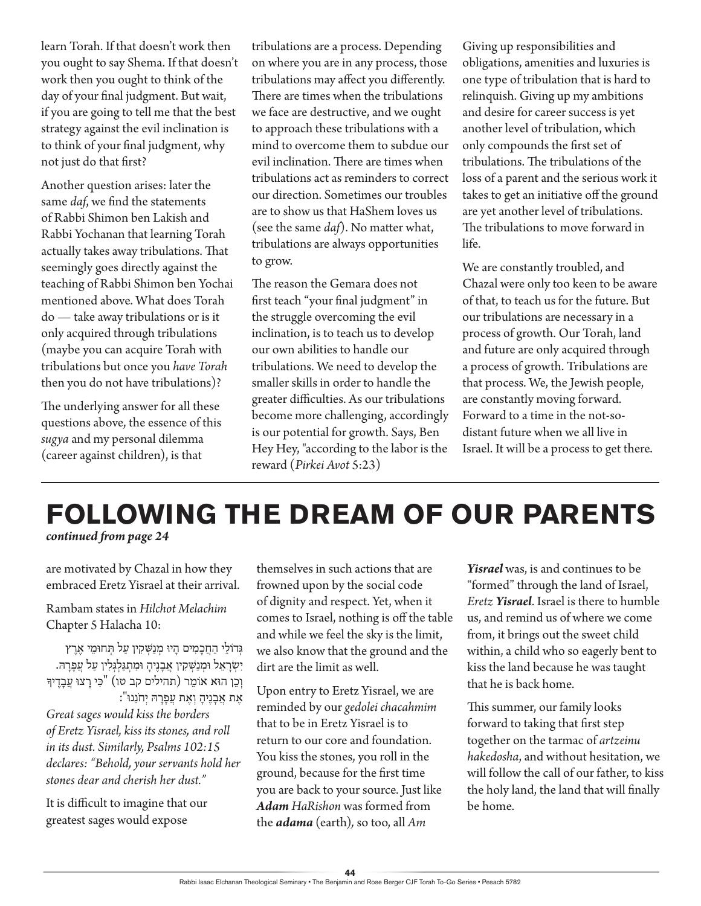learn Torah. If that doesn't work then you ought to say Shema. If that doesn't work then you ought to think of the day of your final judgment. But wait, if you are going to tell me that the best strategy against the evil inclination is to think of your final judgment, why not just do that first?

Another question arises: later the same *daf*, we find the statements of Rabbi Shimon ben Lakish and Rabbi Yochanan that learning Torah actually takes away tribulations. That seemingly goes directly against the teaching of Rabbi Shimon ben Yochai mentioned above. What does Torah do — take away tribulations or is it only acquired through tribulations (maybe you can acquire Torah with tribulations but once you *have Torah* then you do not have tribulations)?

The underlying answer for all these questions above, the essence of this *sugya* and my personal dilemma (career against children), is that tribulations are a process. Depending on where you are in any process, those tribulations may affect you differently. There are times when the tribulations we face are destructive, and we ought to approach these tribulations with a mind to overcome them to subdue our evil inclination. There are times when tribulations act as reminders to correct our direction. Sometimes our troubles are to show us that HaShem loves us (see the same *daf*). No matter what, tribulations are always opportunities to grow.

The reason the Gemara does not first teach "your final judgment" in the struggle overcoming the evil inclination, is to teach us to develop our own abilities to handle our tribulations. We need to develop the smaller skills in order to handle the greater difficulties. As our tribulations become more challenging, accordingly is our potential for growth. Says, Ben Hey Hey, "according to the labor is the reward (*Pirkei Avot* 5:23)

Giving up responsibilities and obligations, amenities and luxuries is one type of tribulation that is hard to relinquish. Giving up my ambitions and desire for career success is yet another level of tribulation, which only compounds the first set of tribulations. The tribulations of the loss of a parent and the serious work it takes to get an initiative off the ground are yet another level of tribulations. The tribulations to move forward in life.

We are constantly troubled, and Chazal were only too keen to be aware of that, to teach us for the future. But our tribulations are necessary in a process of growth. Our Torah, land and future are only acquired through a process of growth. Tribulations are that process. We, the Jewish people, are constantly moving forward. Forward to a time in the not-so-distant future when we all live in Israel. It will be a process to get there.

# FOLLOWING THE DREAM OF OUR PARENTS

***continued from page 24***

are motivated by Chazal in how they embraced Eretz Yisrael at their arrival.

Rambam states in *Hilchot Melachim* Chapter 5 Halacha 10:

גְּדוֹלֵי הַחֲכָמִים הָיוּ מְנַשְּׁקִין עַל תְּחוּמֵי אֶרֶץ יִשְׂרָאֵל וּמְנַשְּׁקִין אֲבָנֶיהָ וּמִתְגַּלְגְּלִין עַל עֲפָרָהּ. וְכֵן הוּא אוֹמֵר (תהלים קב טו) "כִּי רָצוּ עֲבָדֶיךָ אֶת אֲבָנֶיהָ וְאֶת עֲפָרָהּ יְחֹנֵנוּ":

*Great sages would kiss the borders of Eretz Yisrael, kiss its stones, and roll in its dust. Similarly, Psalms 102:15 declares: "Behold, your servants hold her stones dear and cherish her dust."*

It is difficult to imagine that our greatest sages would expose themselves in such actions that are frowned upon by the social code of dignity and respect. Yet, when it comes to Israel, nothing is off the table and while we feel the sky is the limit, we also know that the ground and the dirt are the limit as well.

Upon entry to Eretz Yisrael, we are reminded by our *gedolei chacahmim* that to be in Eretz Yisrael is to return to our core and foundation. You kiss the stones, you roll in the ground, because for the first time you are back to your source. Just like ***Adam*** *HaRishon* was formed from the ***adama*** (earth), so too, all *Am* ***Yisrael*** was, is and continues to be "formed" through the land of Israel, *Eretz* ***Yisrael***. Israel is there to humble us, and remind us of where we come from, it brings out the sweet child within, a child who so eagerly bent to kiss the land because he was taught that he is back home.

This summer, our family looks forward to taking that first step together on the tarmac of *artzeinu hakedosha*, and without hesitation, we will follow the call of our father, to kiss the holy land, the land that will finally be home.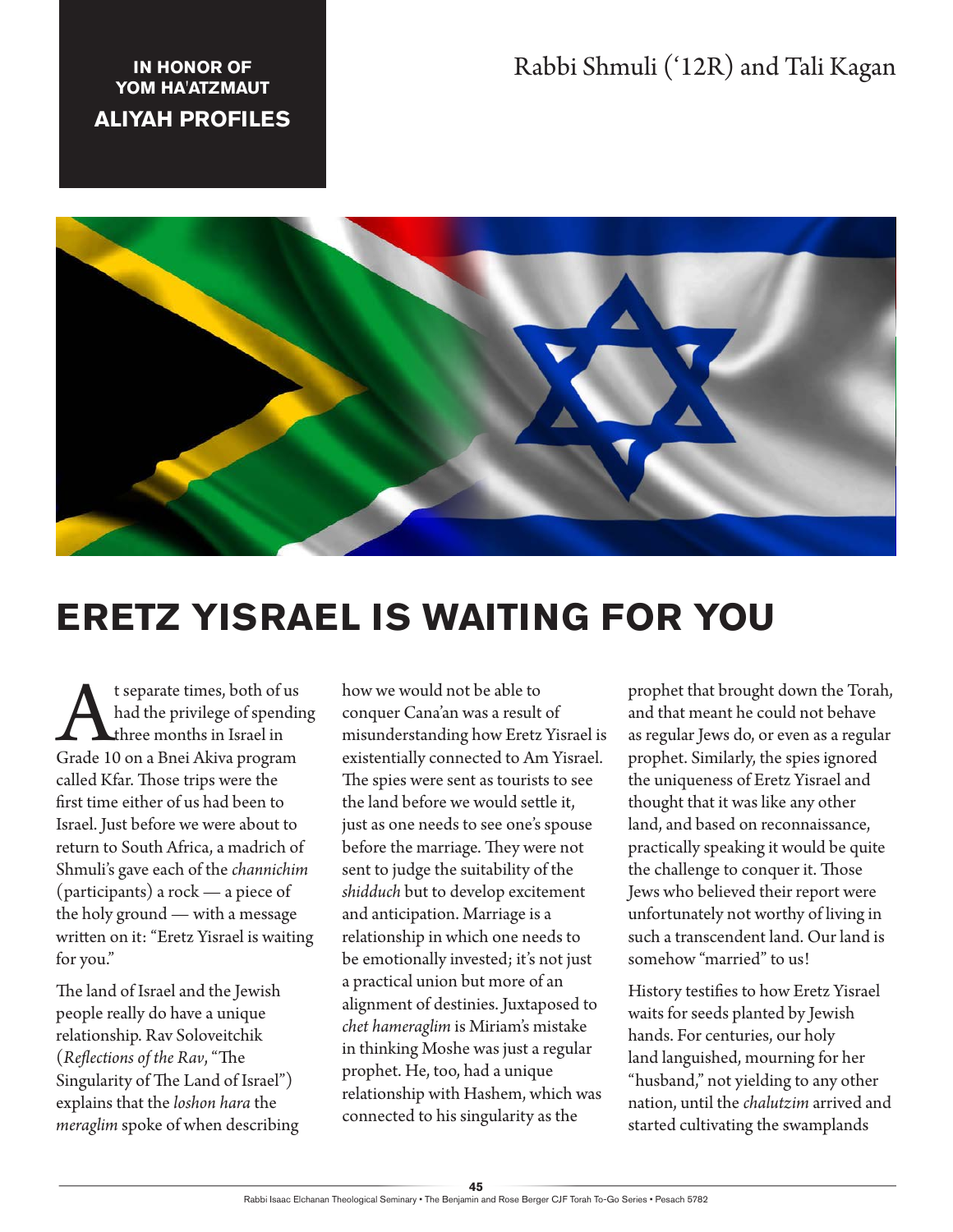**IN HONOR OF YOM HA'ATZMAUT**

**ALIYAH PROFILES**

Rabbi Shmuli ('12R) and Tali Kagan

# ERETZ YISRAEL IS WAITING FOR YOU

At separate times, both of us had the privilege of spending three months in Israel in Grade 10 on a Bnei Akiva program called Kfar. Those trips were the first time either of us had been to Israel. Just before we were about to return to South Africa, a madrich of Shmuli's gave each of the *channichim* (participants) a rock — a piece of the holy ground — with a message written on it: "Eretz Yisrael is waiting for you."

The land of Israel and the Jewish people really do have a unique relationship. Rav Soloveitchik (*Reflections of the Rav*, "The Singularity of The Land of Israel") explains that the *loshon hara* the *meraglim* spoke of when describing how we would not be able to conquer Cana'an was a result of misunderstanding how Eretz Yisrael is existentially connected to Am Yisrael. The spies were sent as tourists to see the land before we would settle it, just as one needs to see one's spouse before the marriage. They were not sent to judge the suitability of the *shidduch* but to develop excitement and anticipation. Marriage is a relationship in which one needs to be emotionally invested; it's not just a practical union but more of an alignment of destinies. Juxtaposed to *chet hameraglim* is Miriam's mistake in thinking Moshe was just a regular prophet. He, too, had a unique relationship with Hashem, which was connected to his singularity as the prophet that brought down the Torah, and that meant he could not behave as regular Jews do, or even as a regular prophet. Similarly, the spies ignored the uniqueness of Eretz Yisrael and thought that it was like any other land, and based on reconnaissance, practically speaking it would be quite the challenge to conquer it. Those Jews who believed their report were unfortunately not worthy of living in such a transcendent land. Our land is somehow "married" to us!

History testifies to how Eretz Yisrael waits for seeds planted by Jewish hands. For centuries, our holy land languished, mourning for her "husband," not yielding to any other nation, until the *chalutzim* arrived and started cultivating the swamplands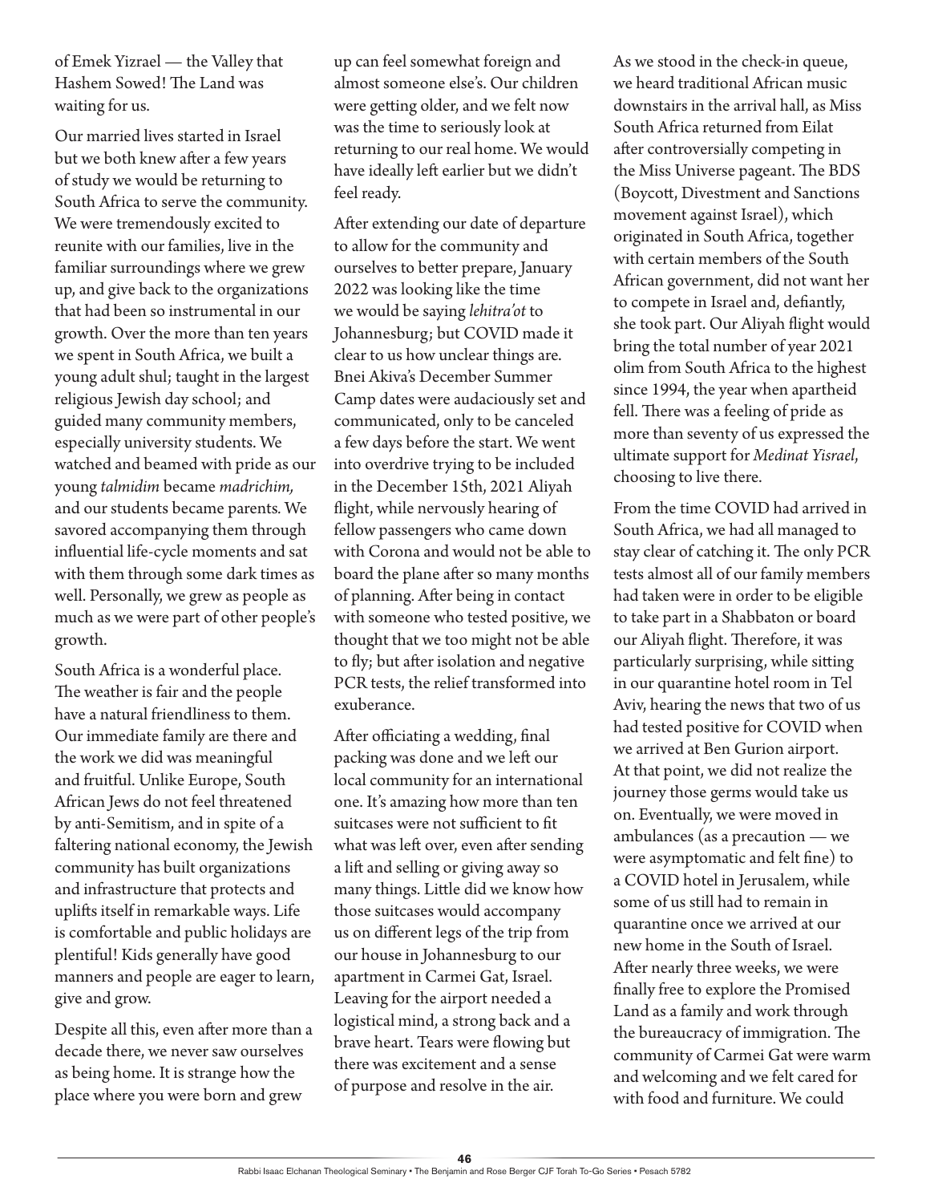of Emek Yizrael — the Valley that Hashem Sowed! The Land was waiting for us.

Our married lives started in Israel but we both knew after a few years of study we would be returning to South Africa to serve the community. We were tremendously excited to reunite with our families, live in the familiar surroundings where we grew up, and give back to the organizations that had been so instrumental in our growth. Over the more than ten years we spent in South Africa, we built a young adult shul; taught in the largest religious Jewish day school; and guided many community members, especially university students. We watched and beamed with pride as our young *talmidim* became *madrichim*, and our students became parents. We savored accompanying them through influential life-cycle moments and sat with them through some dark times as well. Personally, we grew as people as much as we were part of other people's growth.

South Africa is a wonderful place. The weather is fair and the people have a natural friendliness to them. Our immediate family are there and the work we did was meaningful and fruitful. Unlike Europe, South African Jews do not feel threatened by anti-Semitism, and in spite of a faltering national economy, the Jewish community has built organizations and infrastructure that protects and uplifts itself in remarkable ways. Life is comfortable and public holidays are plentiful! Kids generally have good manners and people are eager to learn, give and grow.

Despite all this, even after more than a decade there, we never saw ourselves as being home. It is strange how the place where you were born and grew up can feel somewhat foreign and almost someone else's. Our children were getting older, and we felt now was the time to seriously look at returning to our real home. We would have ideally left earlier but we didn't feel ready.

After extending our date of departure to allow for the community and ourselves to better prepare, January 2022 was looking like the time we would be saying *lehitra'ot* to Johannesburg; but COVID made it clear to us how unclear things are. Bnei Akiva's December Summer Camp dates were audaciously set and communicated, only to be canceled a few days before the start. We went into overdrive trying to be included in the December 15th, 2021 Aliyah flight, while nervously hearing of fellow passengers who came down with Corona and would not be able to board the plane after so many months of planning. After being in contact with someone who tested positive, we thought that we too might not be able to fly; but after isolation and negative PCR tests, the relief transformed into exuberance.

After officiating a wedding, final packing was done and we left our local community for an international one. It's amazing how more than ten suitcases were not sufficient to fit what was left over, even after sending a lift and selling or giving away so many things. Little did we know how those suitcases would accompany us on different legs of the trip from our house in Johannesburg to our apartment in Carmei Gat, Israel. Leaving for the airport needed a logistical mind, a strong back and a brave heart. Tears were flowing but there was excitement and a sense of purpose and resolve in the air.

As we stood in the check-in queue, we heard traditional African music downstairs in the arrival hall, as Miss South Africa returned from Eilat after controversially competing in the Miss Universe pageant. The BDS (Boycott, Divestment and Sanctions movement against Israel), which originated in South Africa, together with certain members of the South African government, did not want her to compete in Israel and, defiantly, she took part. Our Aliyah flight would bring the total number of year 2021 olim from South Africa to the highest since 1994, the year when apartheid fell. There was a feeling of pride as more than seventy of us expressed the ultimate support for *Medinat Yisrael*, choosing to live there.

From the time COVID had arrived in South Africa, we had all managed to stay clear of catching it. The only PCR tests almost all of our family members had taken were in order to be eligible to take part in a Shabbaton or board our Aliyah flight. Therefore, it was particularly surprising, while sitting in our quarantine hotel room in Tel Aviv, hearing the news that two of us had tested positive for COVID when we arrived at Ben Gurion airport. At that point, we did not realize the journey those germs would take us on. Eventually, we were moved in ambulances (as a precaution — we were asymptomatic and felt fine) to a COVID hotel in Jerusalem, while some of us still had to remain in quarantine once we arrived at our new home in the South of Israel. After nearly three weeks, we were finally free to explore the Promised Land as a family and work through the bureaucracy of immigration. The community of Carmei Gat were warm and welcoming and we felt cared for with food and furniture. We could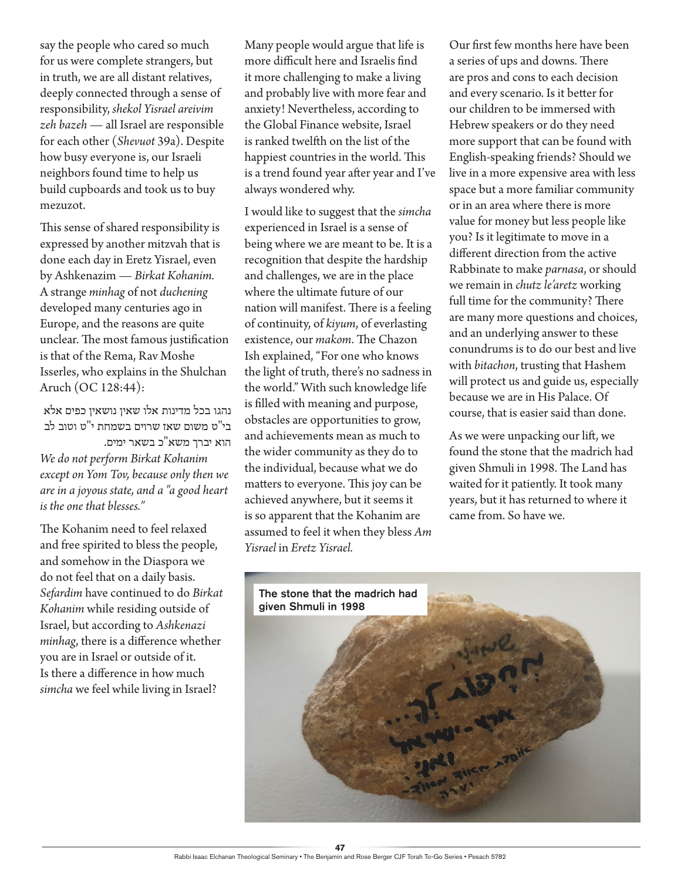say the people who cared so much for us were complete strangers, but in truth, we are all distant relatives, deeply connected through a sense of responsibility, *shekol Yisrael areivim zeh bazeh* — all Israel are responsible for each other (*Shevuot* 39a). Despite how busy everyone is, our Israeli neighbors found time to help us build cupboards and took us to buy mezuzot.

This sense of shared responsibility is expressed by another mitzvah that is done each day in Eretz Yisrael, even by Ashkenazim — *Birkat Kohanim.* A strange *minhag* of not *duchening* developed many centuries ago in Europe, and the reasons are quite unclear. The most famous justification is that of the Rema, Rav Moshe Isserles, who explains in the Shulchan Aruch (OC 128:44):

נהגו בכל מדינות אלו שאין נושאין כפים אלא בי"ט משום שאז שרוים בשמחת י"ט וטוב לב הוא יברך משא"כ בשאר ימים.

*We do not perform Birkat Kohanim except on Yom Tov, because only then we are in a joyous state, and a "a good heart is the one that blesses."*

The Kohanim need to feel relaxed and free spirited to bless the people, and somehow in the Diaspora we do not feel that on a daily basis. *Sefardim* have continued to do *Birkat Kohanim* while residing outside of Israel, but according to *Ashkenazi minhag*, there is a difference whether you are in Israel or outside of it. Is there a difference in how much *simcha* we feel while living in Israel?

Many people would argue that life is more difficult here and Israelis find it more challenging to make a living and probably live with more fear and anxiety! Nevertheless, according to the Global Finance website, Israel is ranked twelfth on the list of the happiest countries in the world. This is a trend found year after year and I've always wondered why.

I would like to suggest that the *simcha* experienced in Israel is a sense of being where we are meant to be. It is a recognition that despite the hardship and challenges, we are in the place where the ultimate future of our nation will manifest. There is a feeling of continuity, of *kiyum*, of everlasting existence, our *makom*. The Chazon Ish explained, "For one who knows the light of truth, there's no sadness in the world." With such knowledge life is filled with meaning and purpose, obstacles are opportunities to grow, and achievements mean as much to the wider community as they do to the individual, because what we do matters to everyone. This joy can be achieved anywhere, but it seems it is so apparent that the Kohanim are assumed to feel it when they bless *Am Yisrael* in *Eretz Yisrael.*

Our first few months here have been a series of ups and downs. There are pros and cons to each decision and every scenario. Is it better for our children to be immersed with Hebrew speakers or do they need more support that can be found with English-speaking friends? Should we live in a more expensive area with less space but a more familiar community or in an area where there is more value for money but less people like you? Is it legitimate to move in a different direction from the active Rabbinate to make *parnasa*, or should we remain in *chutz le'aretz* working full time for the community? There are many more questions and choices, and an underlying answer to these conundrums is to do our best and live with *bitachon*, trusting that Hashem will protect us and guide us, especially because we are in His Palace. Of course, that is easier said than done.

As we were unpacking our lift, we found the stone that the madrich had given Shmuli in 1998. The Land has waited for it patiently. It took many years, but it has returned to where it came from. So have we.

The stone that the madrich had given Shmuli in 1998